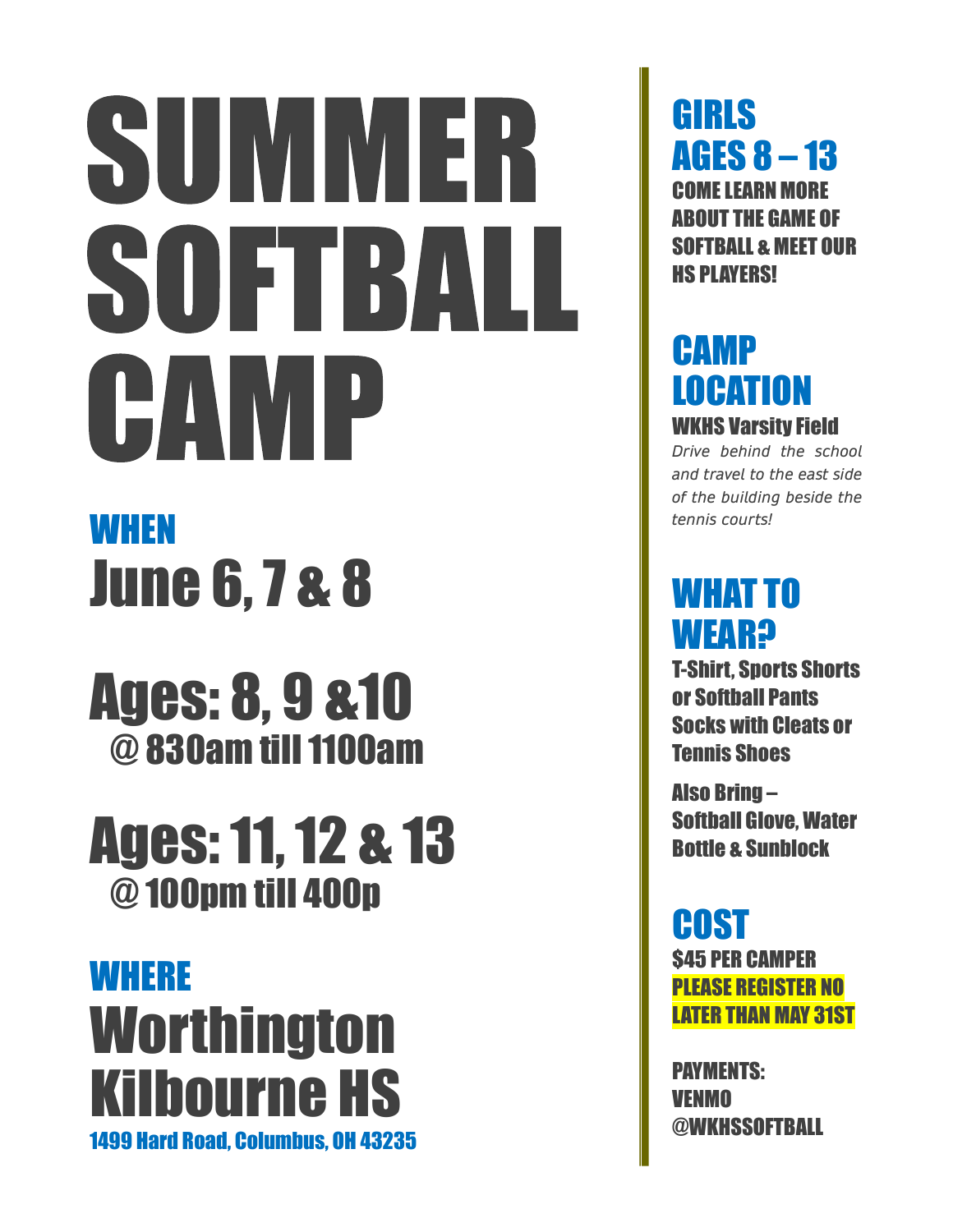# SUMMER SOFTBALL CAMP

## WHEN

June 6, 7 & 8

**Ages: 8, 9 &10**
@ 830am till 1100am

**Ages: 11, 12 & 13**
@ 100pm till 400p

## WHERE

**Worthington Kilbourne HS**

1499 Hard Road, Columbus, OH 43235

## GIRLS AGES 8 – 13

COME LEARN MORE ABOUT THE GAME OF SOFTBALL & MEET OUR HS PLAYERS!

## CAMP LOCATION

**WKHS Varsity Field**

*Drive behind the school and travel to the east side of the building beside the tennis courts!*

## WHAT TO WEAR?

T-Shirt, Sports Shorts or Softball Pants Socks with Cleats or Tennis Shoes

Also Bring – Softball Glove, Water Bottle & Sunblock

## COST

$45 PER CAMPER

**PLEASE REGISTER NO LATER THAN MAY 31ST**

PAYMENTS:
VENMO
@WKHSSOFTBALL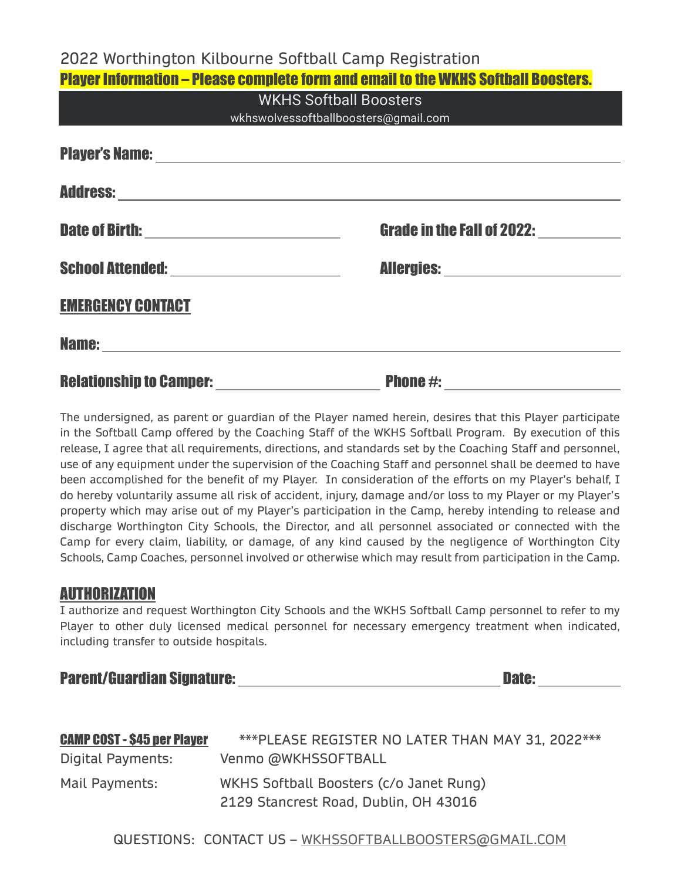2022 Worthington Kilbourne Softball Camp Registration

**Player Information – Please complete form and email to the WKHS Softball Boosters.**

WKHS Softball Boosters
wkhswolvessoftballboosters@gmail.com

**Player's Name:** ______________________________

**Address:** ______________________________

**Date of Birth:** ______________ **Grade in the Fall of 2022:** __________

**School Attended:** ______________ **Allergies:** __________

**EMERGENCY CONTACT**

**Name:** ______________________________

**Relationship to Camper:** ______________ **Phone #:** __________

The undersigned, as parent or guardian of the Player named herein, desires that this Player participate in the Softball Camp offered by the Coaching Staff of the WKHS Softball Program. By execution of this release, I agree that all requirements, directions, and standards set by the Coaching Staff and personnel, use of any equipment under the supervision of the Coaching Staff and personnel shall be deemed to have been accomplished for the benefit of my Player. In consideration of the efforts on my Player's behalf, I do hereby voluntarily assume all risk of accident, injury, damage and/or loss to my Player or my Player's property which may arise out of my Player's participation in the Camp, hereby intending to release and discharge Worthington City Schools, the Director, and all personnel associated or connected with the Camp for every claim, liability, or damage, of any kind caused by the negligence of Worthington City Schools, Camp Coaches, personnel involved or otherwise which may result from participation in the Camp.

**AUTHORIZATION**

I authorize and request Worthington City Schools and the WKHS Softball Camp personnel to refer to my Player to other duly licensed medical personnel for necessary emergency treatment when indicated, including transfer to outside hospitals.

**Parent/Guardian Signature:** ______________________________ **Date:** __________

**CAMP COST - $45 per Player** ***PLEASE REGISTER NO LATER THAN MAY 31, 2022***

Digital Payments: Venmo @WKHSSOFTBALL

Mail Payments: WKHS Softball Boosters (c/o Janet Rung)
2129 Stancrest Road, Dublin, OH 43016

QUESTIONS: CONTACT US – WKHSSOFTBALLBOOSTERS@GMAIL.COM